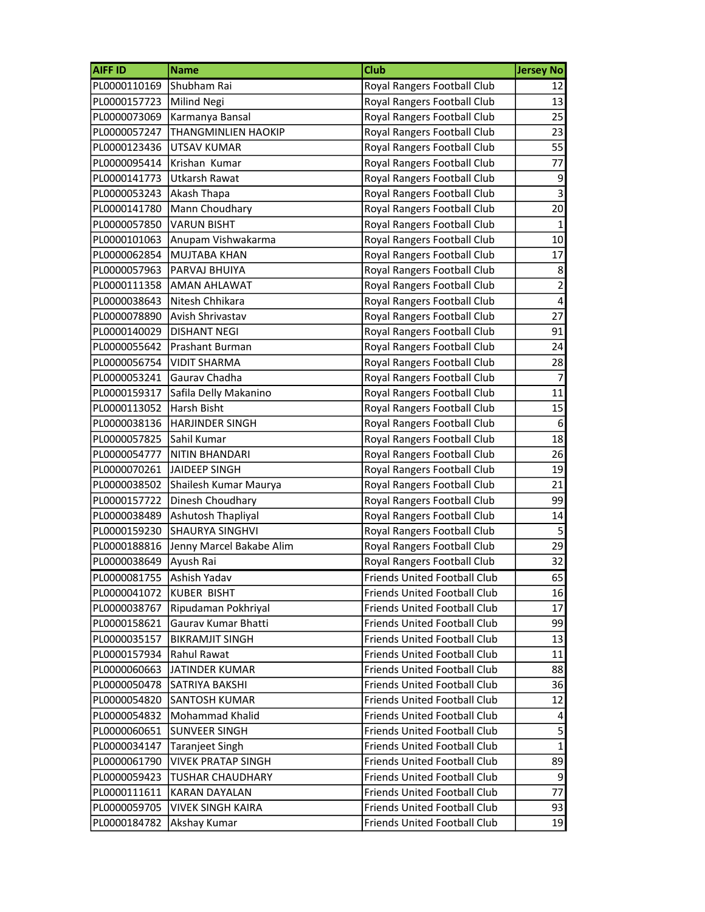| AIFF ID | Name | Club | Jersey No |
|---|---|---|---|
| PL0000110169 | Shubham Rai | Royal Rangers Football Club | 12 |
| PL0000157723 | Milind Negi | Royal Rangers Football Club | 13 |
| PL0000073069 | Karmanya Bansal | Royal Rangers Football Club | 25 |
| PL0000057247 | THANGMINLIEN HAOKIP | Royal Rangers Football Club | 23 |
| PL0000123436 | UTSAV KUMAR | Royal Rangers Football Club | 55 |
| PL0000095414 | Krishan  Kumar | Royal Rangers Football Club | 77 |
| PL0000141773 | Utkarsh Rawat | Royal Rangers Football Club | 9 |
| PL0000053243 | Akash Thapa | Royal Rangers Football Club | 3 |
| PL0000141780 | Mann Choudhary | Royal Rangers Football Club | 20 |
| PL0000057850 | VARUN BISHT | Royal Rangers Football Club | 1 |
| PL0000101063 | Anupam Vishwakarma | Royal Rangers Football Club | 10 |
| PL0000062854 | MUJTABA KHAN | Royal Rangers Football Club | 17 |
| PL0000057963 | PARVAJ BHUIYA | Royal Rangers Football Club | 8 |
| PL0000111358 | AMAN AHLAWAT | Royal Rangers Football Club | 2 |
| PL0000038643 | Nitesh Chhikara | Royal Rangers Football Club | 4 |
| PL0000078890 | Avish Shrivastav | Royal Rangers Football Club | 27 |
| PL0000140029 | DISHANT NEGI | Royal Rangers Football Club | 91 |
| PL0000055642 | Prashant Burman | Royal Rangers Football Club | 24 |
| PL0000056754 | VIDIT SHARMA | Royal Rangers Football Club | 28 |
| PL0000053241 | Gaurav Chadha | Royal Rangers Football Club | 7 |
| PL0000159317 | Safila Delly Makanino | Royal Rangers Football Club | 11 |
| PL0000113052 | Harsh Bisht | Royal Rangers Football Club | 15 |
| PL0000038136 | HARJINDER SINGH | Royal Rangers Football Club | 6 |
| PL0000057825 | Sahil Kumar | Royal Rangers Football Club | 18 |
| PL0000054777 | NITIN BHANDARI | Royal Rangers Football Club | 26 |
| PL0000070261 | JAIDEEP SINGH | Royal Rangers Football Club | 19 |
| PL0000038502 | Shailesh Kumar Maurya | Royal Rangers Football Club | 21 |
| PL0000157722 | Dinesh Choudhary | Royal Rangers Football Club | 99 |
| PL0000038489 | Ashutosh Thapliyal | Royal Rangers Football Club | 14 |
| PL0000159230 | SHAURYA SINGHVI | Royal Rangers Football Club | 5 |
| PL0000188816 | Jenny Marcel Bakabe Alim | Royal Rangers Football Club | 29 |
| PL0000038649 | Ayush Rai | Royal Rangers Football Club | 32 |
| PL0000081755 | Ashish Yadav | Friends United Football Club | 65 |
| PL0000041072 | KUBER  BISHT | Friends United Football Club | 16 |
| PL0000038767 | Ripudaman Pokhriyal | Friends United Football Club | 17 |
| PL0000158621 | Gaurav Kumar Bhatti | Friends United Football Club | 99 |
| PL0000035157 | BIKRAMJIT SINGH | Friends United Football Club | 13 |
| PL0000157934 | Rahul Rawat | Friends United Football Club | 11 |
| PL0000060663 | JATINDER KUMAR | Friends United Football Club | 88 |
| PL0000050478 | SATRIYA BAKSHI | Friends United Football Club | 36 |
| PL0000054820 | SANTOSH KUMAR | Friends United Football Club | 12 |
| PL0000054832 | Mohammad Khalid | Friends United Football Club | 4 |
| PL0000060651 | SUNVEER SINGH | Friends United Football Club | 5 |
| PL0000034147 | Taranjeet Singh | Friends United Football Club | 1 |
| PL0000061790 | VIVEK PRATAP SINGH | Friends United Football Club | 89 |
| PL0000059423 | TUSHAR CHAUDHARY | Friends United Football Club | 9 |
| PL0000111611 | KARAN DAYALAN | Friends United Football Club | 77 |
| PL0000059705 | VIVEK SINGH KAIRA | Friends United Football Club | 93 |
| PL0000184782 | Akshay Kumar | Friends United Football Club | 19 |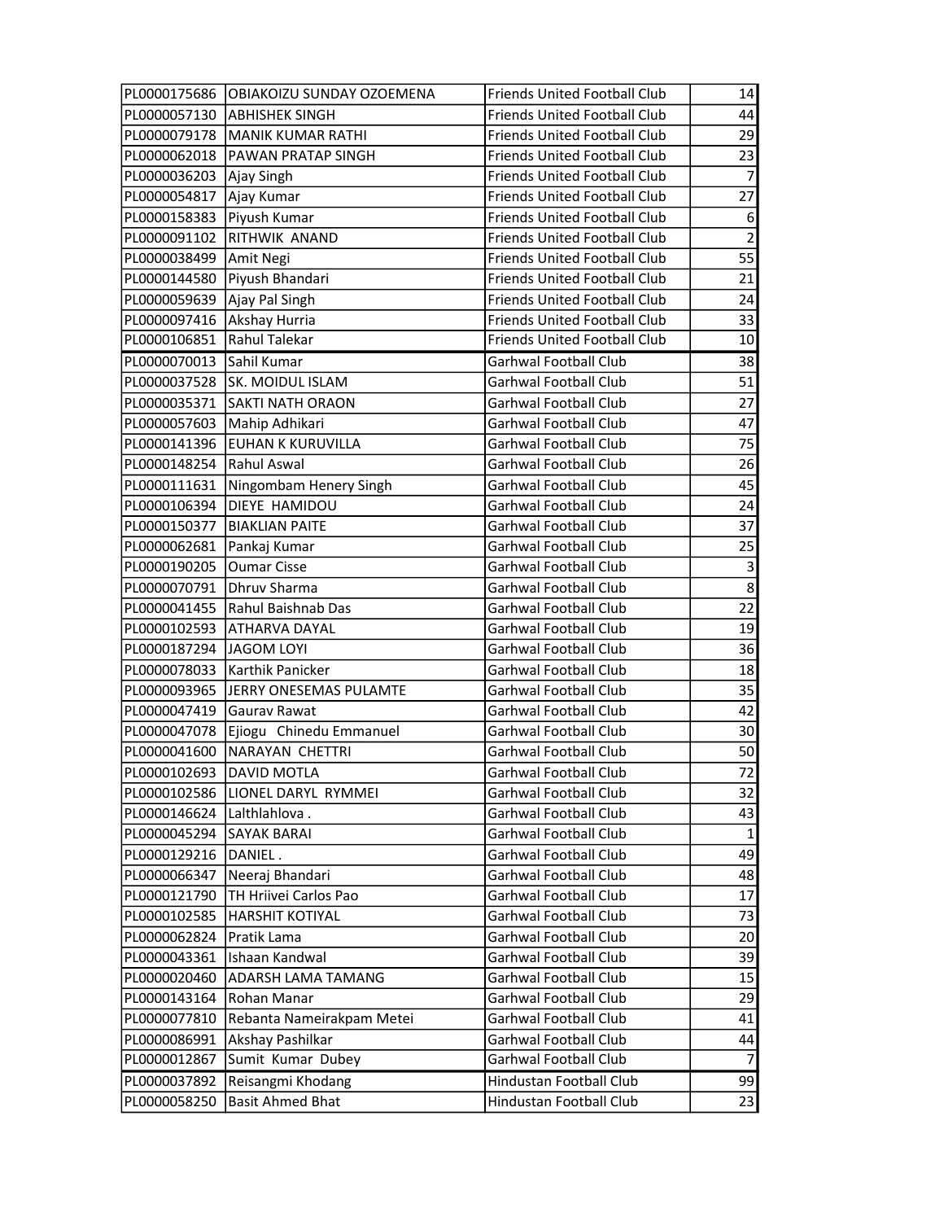| | | | |
|---|---|---|---|
| PL0000175686 | OBIAKOIZU SUNDAY OZOEMENA | Friends United Football Club | 14 |
| PL0000057130 | ABHISHEK SINGH | Friends United Football Club | 44 |
| PL0000079178 | MANIK KUMAR RATHI | Friends United Football Club | 29 |
| PL0000062018 | PAWAN PRATAP SINGH | Friends United Football Club | 23 |
| PL0000036203 | Ajay Singh | Friends United Football Club | 7 |
| PL0000054817 | Ajay Kumar | Friends United Football Club | 27 |
| PL0000158383 | Piyush Kumar | Friends United Football Club | 6 |
| PL0000091102 | RITHWIK  ANAND | Friends United Football Club | 2 |
| PL0000038499 | Amit Negi | Friends United Football Club | 55 |
| PL0000144580 | Piyush Bhandari | Friends United Football Club | 21 |
| PL0000059639 | Ajay Pal Singh | Friends United Football Club | 24 |
| PL0000097416 | Akshay Hurria | Friends United Football Club | 33 |
| PL0000106851 | Rahul Talekar | Friends United Football Club | 10 |
| PL0000070013 | Sahil Kumar | Garhwal Football Club | 38 |
| PL0000037528 | SK. MOIDUL ISLAM | Garhwal Football Club | 51 |
| PL0000035371 | SAKTI NATH ORAON | Garhwal Football Club | 27 |
| PL0000057603 | Mahip Adhikari | Garhwal Football Club | 47 |
| PL0000141396 | EUHAN K KURUVILLA | Garhwal Football Club | 75 |
| PL0000148254 | Rahul Aswal | Garhwal Football Club | 26 |
| PL0000111631 | Ningombam Henery Singh | Garhwal Football Club | 45 |
| PL0000106394 | DIEYE  HAMIDOU | Garhwal Football Club | 24 |
| PL0000150377 | BIAKLIAN PAITE | Garhwal Football Club | 37 |
| PL0000062681 | Pankaj Kumar | Garhwal Football Club | 25 |
| PL0000190205 | Oumar Cisse | Garhwal Football Club | 3 |
| PL0000070791 | Dhruv Sharma | Garhwal Football Club | 8 |
| PL0000041455 | Rahul Baishnab Das | Garhwal Football Club | 22 |
| PL0000102593 | ATHARVA DAYAL | Garhwal Football Club | 19 |
| PL0000187294 | JAGOM LOYI | Garhwal Football Club | 36 |
| PL0000078033 | Karthik Panicker | Garhwal Football Club | 18 |
| PL0000093965 | JERRY ONESEMAS PULAMTE | Garhwal Football Club | 35 |
| PL0000047419 | Gaurav Rawat | Garhwal Football Club | 42 |
| PL0000047078 | Ejiogu   Chinedu Emmanuel | Garhwal Football Club | 30 |
| PL0000041600 | NARAYAN  CHETTRI | Garhwal Football Club | 50 |
| PL0000102693 | DAVID MOTLA | Garhwal Football Club | 72 |
| PL0000102586 | LIONEL DARYL  RYMMEI | Garhwal Football Club | 32 |
| PL0000146624 | Lalthlahlova . | Garhwal Football Club | 43 |
| PL0000045294 | SAYAK BARAI | Garhwal Football Club | 1 |
| PL0000129216 | DANIEL . | Garhwal Football Club | 49 |
| PL0000066347 | Neeraj Bhandari | Garhwal Football Club | 48 |
| PL0000121790 | TH Hriivei Carlos Pao | Garhwal Football Club | 17 |
| PL0000102585 | HARSHIT KOTIYAL | Garhwal Football Club | 73 |
| PL0000062824 | Pratik Lama | Garhwal Football Club | 20 |
| PL0000043361 | Ishaan Kandwal | Garhwal Football Club | 39 |
| PL0000020460 | ADARSH LAMA TAMANG | Garhwal Football Club | 15 |
| PL0000143164 | Rohan Manar | Garhwal Football Club | 29 |
| PL0000077810 | Rebanta Nameirakpam Metei | Garhwal Football Club | 41 |
| PL0000086991 | Akshay Pashilkar | Garhwal Football Club | 44 |
| PL0000012867 | Sumit  Kumar  Dubey | Garhwal Football Club | 7 |
| PL0000037892 | Reisangmi Khodang | Hindustan Football Club | 99 |
| PL0000058250 | Basit Ahmed Bhat | Hindustan Football Club | 23 |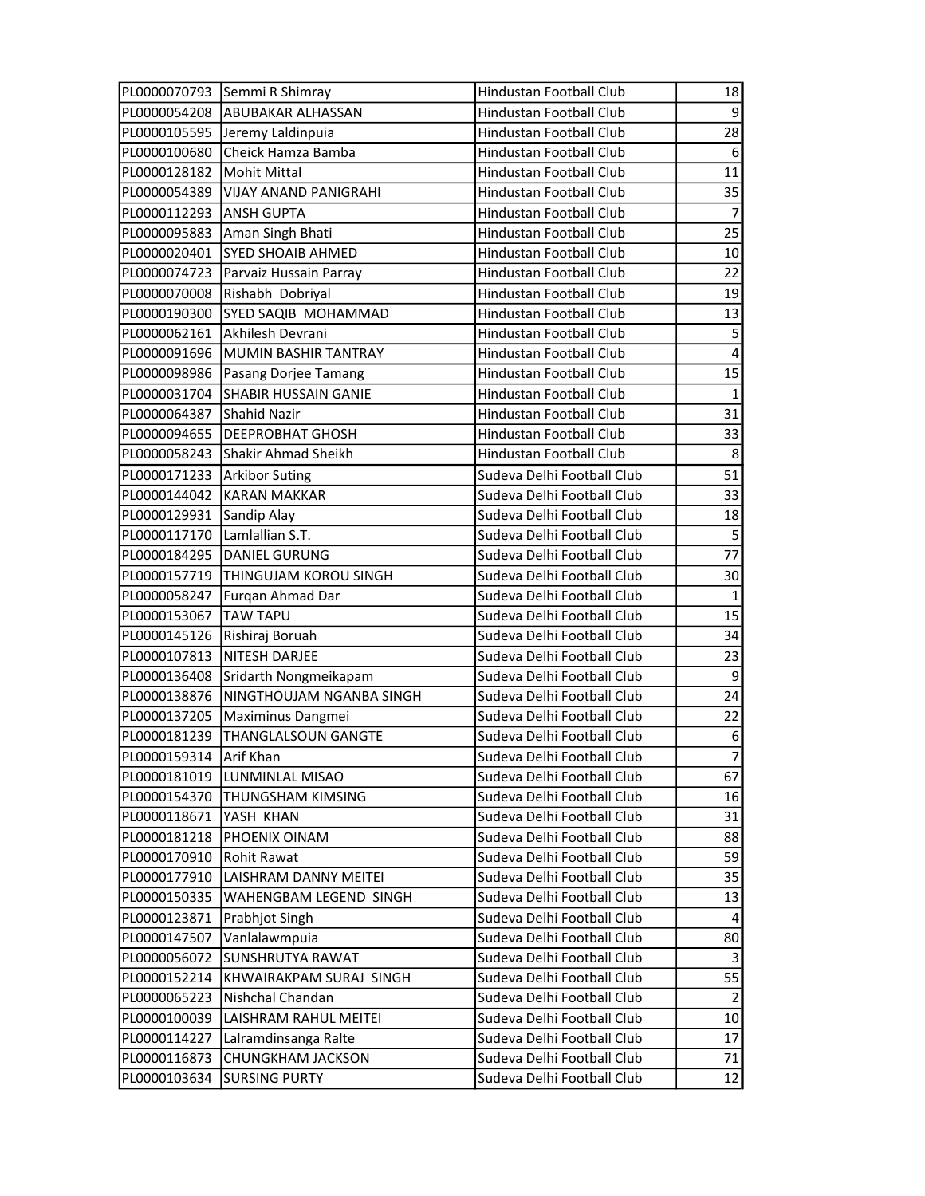| | | | |
|---|---|---|---|
| PL0000070793 | Semmi R Shimray | Hindustan Football Club | 18 |
| PL0000054208 | ABUBAKAR ALHASSAN | Hindustan Football Club | 9 |
| PL0000105595 | Jeremy Laldinpuia | Hindustan Football Club | 28 |
| PL0000100680 | Cheick Hamza Bamba | Hindustan Football Club | 6 |
| PL0000128182 | Mohit Mittal | Hindustan Football Club | 11 |
| PL0000054389 | VIJAY ANAND PANIGRAHI | Hindustan Football Club | 35 |
| PL0000112293 | ANSH GUPTA | Hindustan Football Club | 7 |
| PL0000095883 | Aman Singh Bhati | Hindustan Football Club | 25 |
| PL0000020401 | SYED SHOAIB AHMED | Hindustan Football Club | 10 |
| PL0000074723 | Parvaiz Hussain Parray | Hindustan Football Club | 22 |
| PL0000070008 | Rishabh Dobriyal | Hindustan Football Club | 19 |
| PL0000190300 | SYED SAQIB MOHAMMAD | Hindustan Football Club | 13 |
| PL0000062161 | Akhilesh Devrani | Hindustan Football Club | 5 |
| PL0000091696 | MUMIN BASHIR TANTRAY | Hindustan Football Club | 4 |
| PL0000098986 | Pasang Dorjee Tamang | Hindustan Football Club | 15 |
| PL0000031704 | SHABIR HUSSAIN GANIE | Hindustan Football Club | 1 |
| PL0000064387 | Shahid Nazir | Hindustan Football Club | 31 |
| PL0000094655 | DEEPROBHAT GHOSH | Hindustan Football Club | 33 |
| PL0000058243 | Shakir Ahmad Sheikh | Hindustan Football Club | 8 |
| PL0000171233 | Arkibor Suting | Sudeva Delhi Football Club | 51 |
| PL0000144042 | KARAN MAKKAR | Sudeva Delhi Football Club | 33 |
| PL0000129931 | Sandip Alay | Sudeva Delhi Football Club | 18 |
| PL0000117170 | Lamlallian S.T. | Sudeva Delhi Football Club | 5 |
| PL0000184295 | DANIEL GURUNG | Sudeva Delhi Football Club | 77 |
| PL0000157719 | THINGUJAM KOROU SINGH | Sudeva Delhi Football Club | 30 |
| PL0000058247 | Furqan Ahmad Dar | Sudeva Delhi Football Club | 1 |
| PL0000153067 | TAW TAPU | Sudeva Delhi Football Club | 15 |
| PL0000145126 | Rishiraj Boruah | Sudeva Delhi Football Club | 34 |
| PL0000107813 | NITESH DARJEE | Sudeva Delhi Football Club | 23 |
| PL0000136408 | Sridarth Nongmeikapam | Sudeva Delhi Football Club | 9 |
| PL0000138876 | NINGTHOUJAM NGANBA SINGH | Sudeva Delhi Football Club | 24 |
| PL0000137205 | Maximinus Dangmei | Sudeva Delhi Football Club | 22 |
| PL0000181239 | THANGLALSOUN GANGTE | Sudeva Delhi Football Club | 6 |
| PL0000159314 | Arif Khan | Sudeva Delhi Football Club | 7 |
| PL0000181019 | LUNMINLAL MISAO | Sudeva Delhi Football Club | 67 |
| PL0000154370 | THUNGSHAM KIMSING | Sudeva Delhi Football Club | 16 |
| PL0000118671 | YASH KHAN | Sudeva Delhi Football Club | 31 |
| PL0000181218 | PHOENIX OINAM | Sudeva Delhi Football Club | 88 |
| PL0000170910 | Rohit Rawat | Sudeva Delhi Football Club | 59 |
| PL0000177910 | LAISHRAM DANNY MEITEI | Sudeva Delhi Football Club | 35 |
| PL0000150335 | WAHENGBAM LEGEND SINGH | Sudeva Delhi Football Club | 13 |
| PL0000123871 | Prabhjot Singh | Sudeva Delhi Football Club | 4 |
| PL0000147507 | Vanlalawmpuia | Sudeva Delhi Football Club | 80 |
| PL0000056072 | SUNSHRUTYA RAWAT | Sudeva Delhi Football Club | 3 |
| PL0000152214 | KHWAIRAKPAM SURAJ SINGH | Sudeva Delhi Football Club | 55 |
| PL0000065223 | Nishchal Chandan | Sudeva Delhi Football Club | 2 |
| PL0000100039 | LAISHRAM RAHUL MEITEI | Sudeva Delhi Football Club | 10 |
| PL0000114227 | Lalramdinsanga Ralte | Sudeva Delhi Football Club | 17 |
| PL0000116873 | CHUNGKHAM JACKSON | Sudeva Delhi Football Club | 71 |
| PL0000103634 | SURSING PURTY | Sudeva Delhi Football Club | 12 |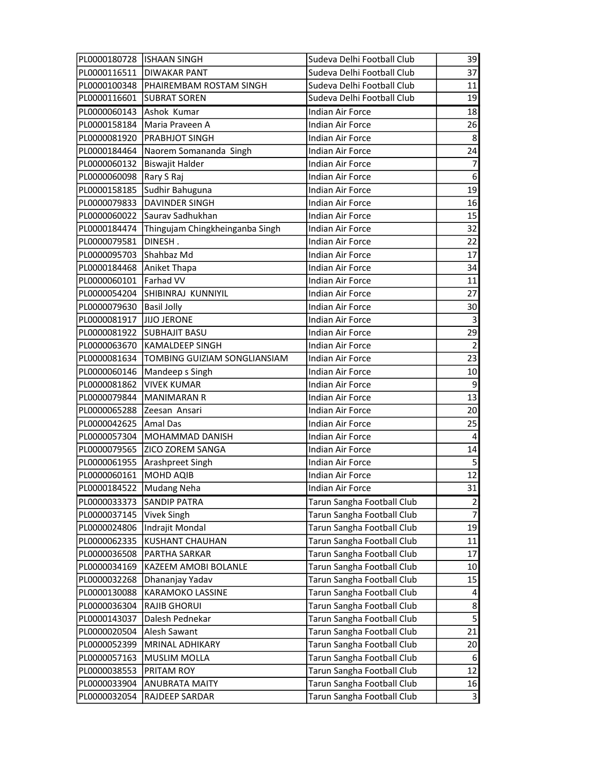| | | | |
|---|---|---|---|
| PL0000180728 | ISHAAN SINGH | Sudeva Delhi Football Club | 39 |
| PL0000116511 | DIWAKAR PANT | Sudeva Delhi Football Club | 37 |
| PL0000100348 | PHAIREMBAM ROSTAM SINGH | Sudeva Delhi Football Club | 11 |
| PL0000116601 | SUBRAT SOREN | Sudeva Delhi Football Club | 19 |
| PL0000060143 | Ashok  Kumar | Indian Air Force | 18 |
| PL0000158184 | Maria Praveen A | Indian Air Force | 26 |
| PL0000081920 | PRABHJOT SINGH | Indian Air Force | 8 |
| PL0000184464 | Naorem Somananda  Singh | Indian Air Force | 24 |
| PL0000060132 | Biswajit Halder | Indian Air Force | 7 |
| PL0000060098 | Rary S Raj | Indian Air Force | 6 |
| PL0000158185 | Sudhir Bahuguna | Indian Air Force | 19 |
| PL0000079833 | DAVINDER SINGH | Indian Air Force | 16 |
| PL0000060022 | Saurav Sadhukhan | Indian Air Force | 15 |
| PL0000184474 | Thingujam Chingkheinganba Singh | Indian Air Force | 32 |
| PL0000079581 | DINESH . | Indian Air Force | 22 |
| PL0000095703 | Shahbaz Md | Indian Air Force | 17 |
| PL0000184468 | Aniket Thapa | Indian Air Force | 34 |
| PL0000060101 | Farhad VV | Indian Air Force | 11 |
| PL0000054204 | SHIBINRAJ  KUNNIYIL | Indian Air Force | 27 |
| PL0000079630 | Basil Jolly | Indian Air Force | 30 |
| PL0000081917 | JIJO JERONE | Indian Air Force | 3 |
| PL0000081922 | SUBHAJIT BASU | Indian Air Force | 29 |
| PL0000063670 | KAMALDEEP SINGH | Indian Air Force | 2 |
| PL0000081634 | TOMBING GUIZIAM SONGLIANSIAM | Indian Air Force | 23 |
| PL0000060146 | Mandeep s Singh | Indian Air Force | 10 |
| PL0000081862 | VIVEK KUMAR | Indian Air Force | 9 |
| PL0000079844 | MANIMARAN R | Indian Air Force | 13 |
| PL0000065288 | Zeesan  Ansari | Indian Air Force | 20 |
| PL0000042625 | Amal Das | Indian Air Force | 25 |
| PL0000057304 | MOHAMMAD DANISH | Indian Air Force | 4 |
| PL0000079565 | ZICO ZOREM SANGA | Indian Air Force | 14 |
| PL0000061955 | Arashpreet Singh | Indian Air Force | 5 |
| PL0000060161 | MOHD AQIB | Indian Air Force | 12 |
| PL0000184522 | Mudang Neha | Indian Air Force | 31 |
| PL0000033373 | SANDIP PATRA | Tarun Sangha Football Club | 2 |
| PL0000037145 | Vivek Singh | Tarun Sangha Football Club | 7 |
| PL0000024806 | Indrajit Mondal | Tarun Sangha Football Club | 19 |
| PL0000062335 | KUSHANT CHAUHAN | Tarun Sangha Football Club | 11 |
| PL0000036508 | PARTHA SARKAR | Tarun Sangha Football Club | 17 |
| PL0000034169 | KAZEEM AMOBI BOLANLE | Tarun Sangha Football Club | 10 |
| PL0000032268 | Dhananjay Yadav | Tarun Sangha Football Club | 15 |
| PL0000130088 | KARAMOKO LASSINE | Tarun Sangha Football Club | 4 |
| PL0000036304 | RAJIB GHORUI | Tarun Sangha Football Club | 8 |
| PL0000143037 | Dalesh Pednekar | Tarun Sangha Football Club | 5 |
| PL0000020504 | Alesh Sawant | Tarun Sangha Football Club | 21 |
| PL0000052399 | MRINAL ADHIKARY | Tarun Sangha Football Club | 20 |
| PL0000057163 | MUSLIM MOLLA | Tarun Sangha Football Club | 6 |
| PL0000038553 | PRITAM ROY | Tarun Sangha Football Club | 12 |
| PL0000033904 | ANUBRATA MAITY | Tarun Sangha Football Club | 16 |
| PL0000032054 | RAJDEEP SARDAR | Tarun Sangha Football Club | 3 |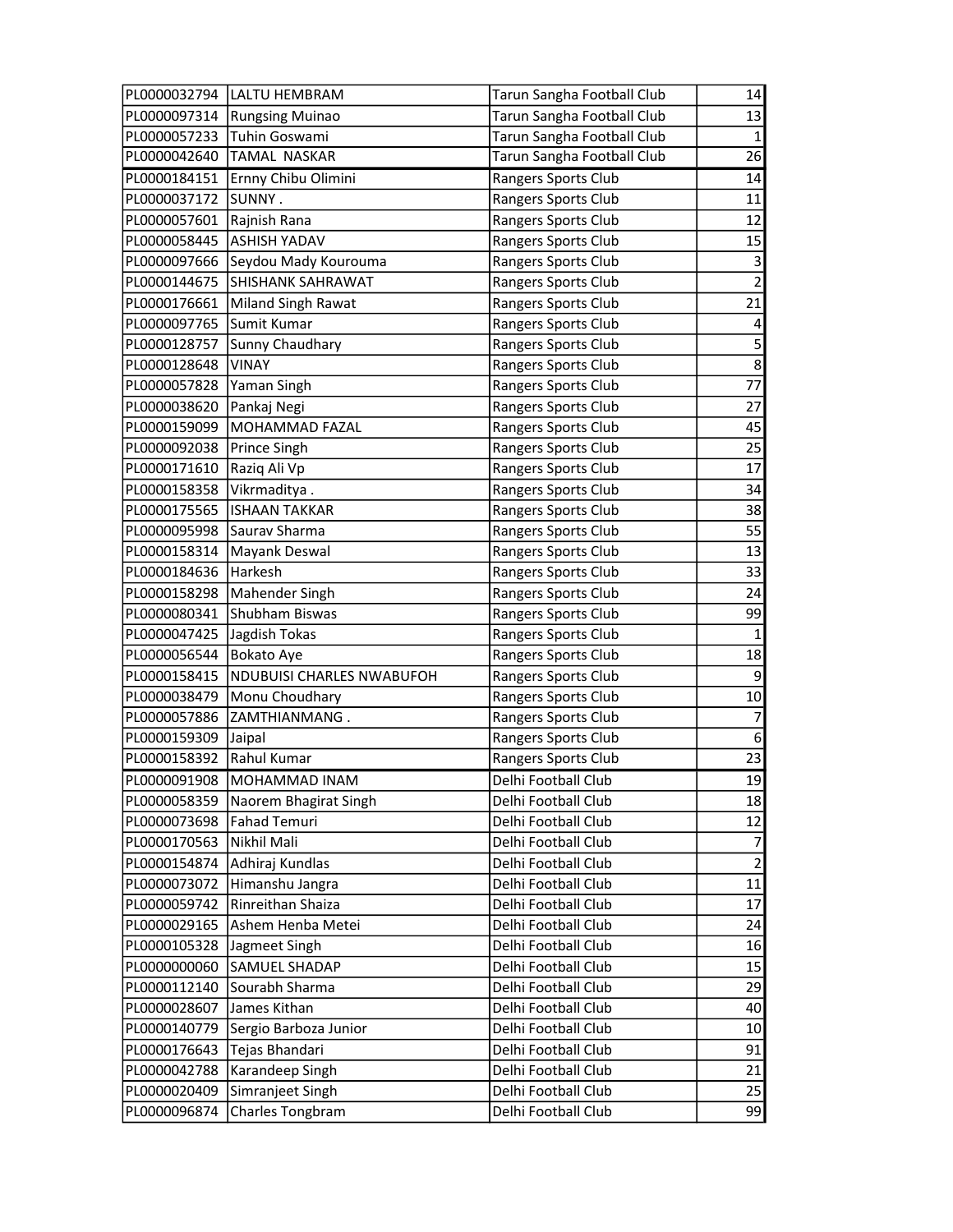| | | | |
|---|---|---|---|
| PL0000032794 | LALTU HEMBRAM | Tarun Sangha Football Club | 14 |
| PL0000097314 | Rungsing Muinao | Tarun Sangha Football Club | 13 |
| PL0000057233 | Tuhin Goswami | Tarun Sangha Football Club | 1 |
| PL0000042640 | TAMAL  NASKAR | Tarun Sangha Football Club | 26 |
| PL0000184151 | Ernny Chibu Olimini | Rangers Sports Club | 14 |
| PL0000037172 | SUNNY . | Rangers Sports Club | 11 |
| PL0000057601 | Rajnish Rana | Rangers Sports Club | 12 |
| PL0000058445 | ASHISH YADAV | Rangers Sports Club | 15 |
| PL0000097666 | Seydou Mady Kourouma | Rangers Sports Club | 3 |
| PL0000144675 | SHISHANK SAHRAWAT | Rangers Sports Club | 2 |
| PL0000176661 | Miland Singh Rawat | Rangers Sports Club | 21 |
| PL0000097765 | Sumit Kumar | Rangers Sports Club | 4 |
| PL0000128757 | Sunny Chaudhary | Rangers Sports Club | 5 |
| PL0000128648 | VINAY | Rangers Sports Club | 8 |
| PL0000057828 | Yaman Singh | Rangers Sports Club | 77 |
| PL0000038620 | Pankaj Negi | Rangers Sports Club | 27 |
| PL0000159099 | MOHAMMAD FAZAL | Rangers Sports Club | 45 |
| PL0000092038 | Prince Singh | Rangers Sports Club | 25 |
| PL0000171610 | Raziq Ali Vp | Rangers Sports Club | 17 |
| PL0000158358 | Vikrmaditya . | Rangers Sports Club | 34 |
| PL0000175565 | ISHAAN TAKKAR | Rangers Sports Club | 38 |
| PL0000095998 | Saurav Sharma | Rangers Sports Club | 55 |
| PL0000158314 | Mayank Deswal | Rangers Sports Club | 13 |
| PL0000184636 | Harkesh | Rangers Sports Club | 33 |
| PL0000158298 | Mahender Singh | Rangers Sports Club | 24 |
| PL0000080341 | Shubham Biswas | Rangers Sports Club | 99 |
| PL0000047425 | Jagdish Tokas | Rangers Sports Club | 1 |
| PL0000056544 | Bokato Aye | Rangers Sports Club | 18 |
| PL0000158415 | NDUBUISI CHARLES NWABUFOH | Rangers Sports Club | 9 |
| PL0000038479 | Monu Choudhary | Rangers Sports Club | 10 |
| PL0000057886 | ZAMTHIANMANG . | Rangers Sports Club | 7 |
| PL0000159309 | Jaipal | Rangers Sports Club | 6 |
| PL0000158392 | Rahul Kumar | Rangers Sports Club | 23 |
| PL0000091908 | MOHAMMAD INAM | Delhi Football Club | 19 |
| PL0000058359 | Naorem Bhagirat Singh | Delhi Football Club | 18 |
| PL0000073698 | Fahad Temuri | Delhi Football Club | 12 |
| PL0000170563 | Nikhil Mali | Delhi Football Club | 7 |
| PL0000154874 | Adhiraj Kundlas | Delhi Football Club | 2 |
| PL0000073072 | Himanshu Jangra | Delhi Football Club | 11 |
| PL0000059742 | Rinreithan Shaiza | Delhi Football Club | 17 |
| PL0000029165 | Ashem Henba Metei | Delhi Football Club | 24 |
| PL0000105328 | Jagmeet Singh | Delhi Football Club | 16 |
| PL0000000060 | SAMUEL SHADAP | Delhi Football Club | 15 |
| PL0000112140 | Sourabh Sharma | Delhi Football Club | 29 |
| PL0000028607 | James Kithan | Delhi Football Club | 40 |
| PL0000140779 | Sergio Barboza Junior | Delhi Football Club | 10 |
| PL0000176643 | Tejas Bhandari | Delhi Football Club | 91 |
| PL0000042788 | Karandeep Singh | Delhi Football Club | 21 |
| PL0000020409 | Simranjeet Singh | Delhi Football Club | 25 |
| PL0000096874 | Charles Tongbram | Delhi Football Club | 99 |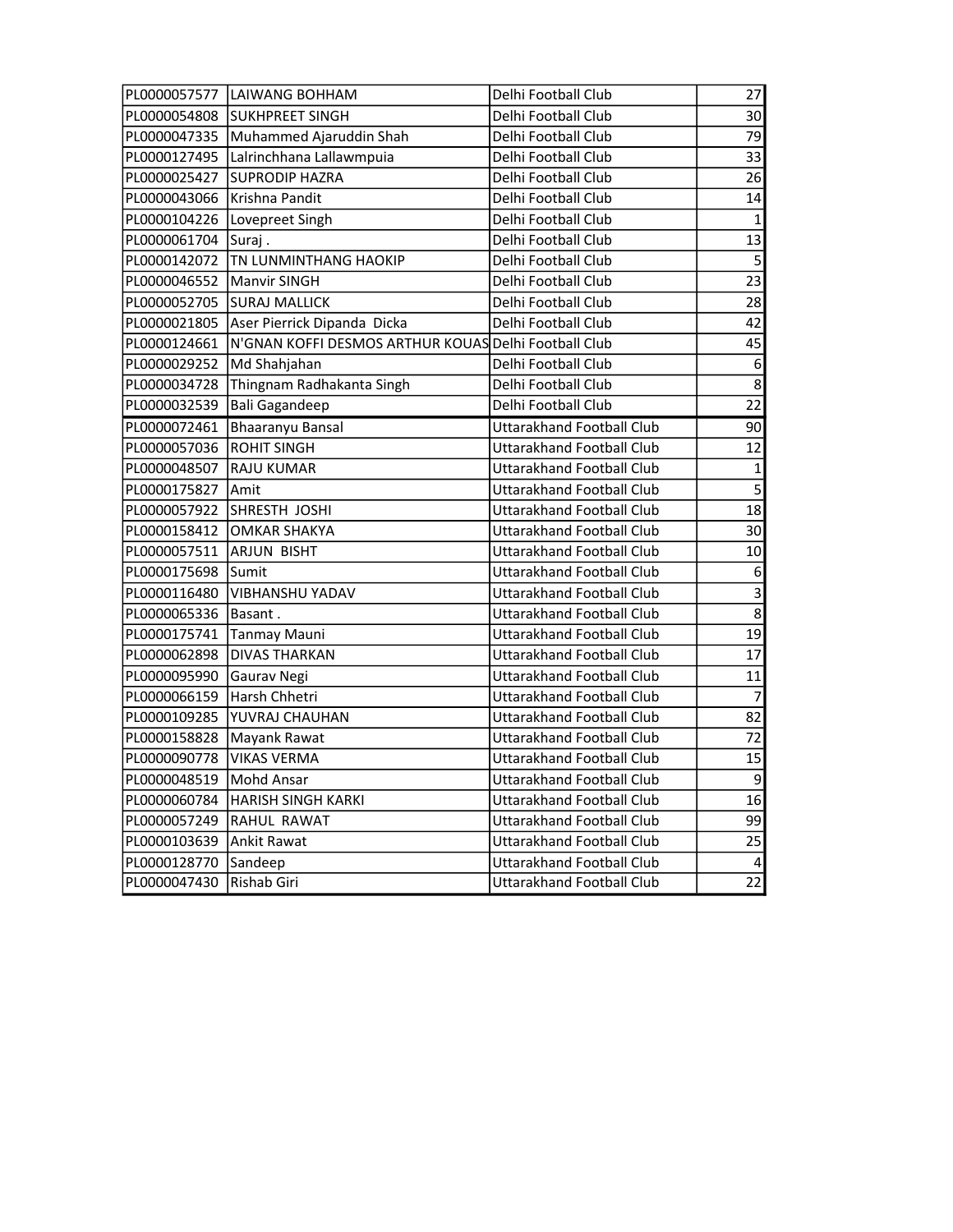| | | | |
|---|---|---|---|
| PL0000057577 | LAIWANG BOHHAM | Delhi Football Club | 27 |
| PL0000054808 | SUKHPREET SINGH | Delhi Football Club | 30 |
| PL0000047335 | Muhammed Ajaruddin Shah | Delhi Football Club | 79 |
| PL0000127495 | Lalrinchhana Lallawmpuia | Delhi Football Club | 33 |
| PL0000025427 | SUPRODIP HAZRA | Delhi Football Club | 26 |
| PL0000043066 | Krishna Pandit | Delhi Football Club | 14 |
| PL0000104226 | Lovepreet Singh | Delhi Football Club | 1 |
| PL0000061704 | Suraj . | Delhi Football Club | 13 |
| PL0000142072 | TN LUNMINTHANG HAOKIP | Delhi Football Club | 5 |
| PL0000046552 | Manvir SINGH | Delhi Football Club | 23 |
| PL0000052705 | SURAJ MALLICK | Delhi Football Club | 28 |
| PL0000021805 | Aser Pierrick Dipanda Dicka | Delhi Football Club | 42 |
| PL0000124661 | N'GNAN KOFFI DESMOS ARTHUR KOUAS | Delhi Football Club | 45 |
| PL0000029252 | Md Shahjahan | Delhi Football Club | 6 |
| PL0000034728 | Thingnam Radhakanta Singh | Delhi Football Club | 8 |
| PL0000032539 | Bali Gagandeep | Delhi Football Club | 22 |
| PL0000072461 | Bhaaranyu Bansal | Uttarakhand Football Club | 90 |
| PL0000057036 | ROHIT SINGH | Uttarakhand Football Club | 12 |
| PL0000048507 | RAJU KUMAR | Uttarakhand Football Club | 1 |
| PL0000175827 | Amit | Uttarakhand Football Club | 5 |
| PL0000057922 | SHRESTH JOSHI | Uttarakhand Football Club | 18 |
| PL0000158412 | OMKAR SHAKYA | Uttarakhand Football Club | 30 |
| PL0000057511 | ARJUN BISHT | Uttarakhand Football Club | 10 |
| PL0000175698 | Sumit | Uttarakhand Football Club | 6 |
| PL0000116480 | VIBHANSHU YADAV | Uttarakhand Football Club | 3 |
| PL0000065336 | Basant . | Uttarakhand Football Club | 8 |
| PL0000175741 | Tanmay Mauni | Uttarakhand Football Club | 19 |
| PL0000062898 | DIVAS THARKAN | Uttarakhand Football Club | 17 |
| PL0000095990 | Gaurav Negi | Uttarakhand Football Club | 11 |
| PL0000066159 | Harsh Chhetri | Uttarakhand Football Club | 7 |
| PL0000109285 | YUVRAJ CHAUHAN | Uttarakhand Football Club | 82 |
| PL0000158828 | Mayank Rawat | Uttarakhand Football Club | 72 |
| PL0000090778 | VIKAS VERMA | Uttarakhand Football Club | 15 |
| PL0000048519 | Mohd Ansar | Uttarakhand Football Club | 9 |
| PL0000060784 | HARISH SINGH KARKI | Uttarakhand Football Club | 16 |
| PL0000057249 | RAHUL RAWAT | Uttarakhand Football Club | 99 |
| PL0000103639 | Ankit Rawat | Uttarakhand Football Club | 25 |
| PL0000128770 | Sandeep | Uttarakhand Football Club | 4 |
| PL0000047430 | Rishab Giri | Uttarakhand Football Club | 22 |